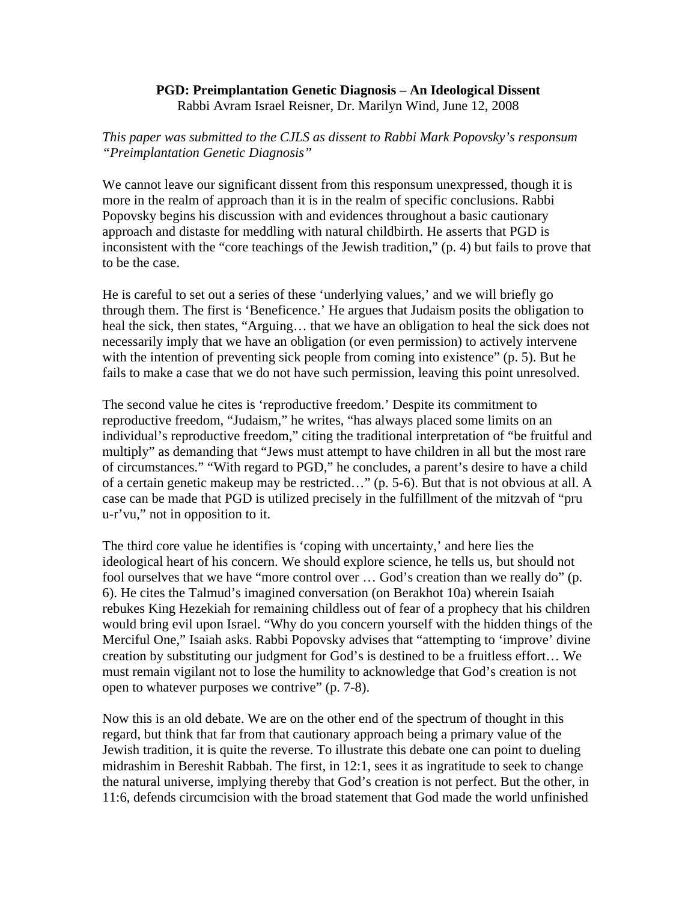**PGD: Preimplantation Genetic Diagnosis – An Ideological Dissent**
Rabbi Avram Israel Reisner, Dr. Marilyn Wind, June 12, 2008

*This paper was submitted to the CJLS as dissent to Rabbi Mark Popovsky's responsum "Preimplantation Genetic Diagnosis"*

We cannot leave our significant dissent from this responsum unexpressed, though it is more in the realm of approach than it is in the realm of specific conclusions. Rabbi Popovsky begins his discussion with and evidences throughout a basic cautionary approach and distaste for meddling with natural childbirth. He asserts that PGD is inconsistent with the "core teachings of the Jewish tradition," (p. 4) but fails to prove that to be the case.

He is careful to set out a series of these 'underlying values,' and we will briefly go through them. The first is 'Beneficence.' He argues that Judaism posits the obligation to heal the sick, then states, "Arguing… that we have an obligation to heal the sick does not necessarily imply that we have an obligation (or even permission) to actively intervene with the intention of preventing sick people from coming into existence" (p. 5). But he fails to make a case that we do not have such permission, leaving this point unresolved.

The second value he cites is 'reproductive freedom.' Despite its commitment to reproductive freedom, "Judaism," he writes, "has always placed some limits on an individual's reproductive freedom," citing the traditional interpretation of "be fruitful and multiply" as demanding that "Jews must attempt to have children in all but the most rare of circumstances." "With regard to PGD," he concludes, a parent's desire to have a child of a certain genetic makeup may be restricted…" (p. 5-6). But that is not obvious at all. A case can be made that PGD is utilized precisely in the fulfillment of the mitzvah of "pru u-r'vu," not in opposition to it.

The third core value he identifies is 'coping with uncertainty,' and here lies the ideological heart of his concern. We should explore science, he tells us, but should not fool ourselves that we have "more control over … God's creation than we really do" (p. 6). He cites the Talmud's imagined conversation (on Berakhot 10a) wherein Isaiah rebukes King Hezekiah for remaining childless out of fear of a prophecy that his children would bring evil upon Israel. "Why do you concern yourself with the hidden things of the Merciful One," Isaiah asks. Rabbi Popovsky advises that "attempting to 'improve' divine creation by substituting our judgment for God's is destined to be a fruitless effort… We must remain vigilant not to lose the humility to acknowledge that God's creation is not open to whatever purposes we contrive" (p. 7-8).

Now this is an old debate. We are on the other end of the spectrum of thought in this regard, but think that far from that cautionary approach being a primary value of the Jewish tradition, it is quite the reverse. To illustrate this debate one can point to dueling midrashim in Bereshit Rabbah. The first, in 12:1, sees it as ingratitude to seek to change the natural universe, implying thereby that God's creation is not perfect. But the other, in 11:6, defends circumcision with the broad statement that God made the world unfinished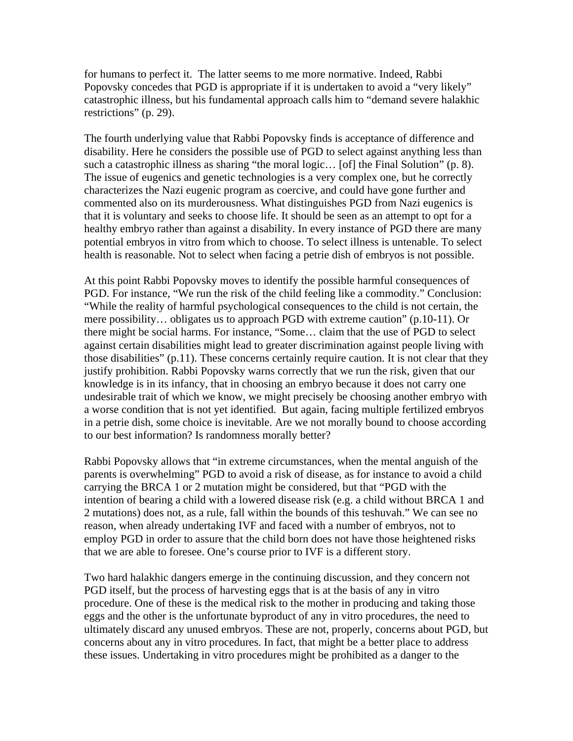for humans to perfect it. The latter seems to me more normative. Indeed, Rabbi Popovsky concedes that PGD is appropriate if it is undertaken to avoid a "very likely" catastrophic illness, but his fundamental approach calls him to "demand severe halakhic restrictions" (p. 29).

The fourth underlying value that Rabbi Popovsky finds is acceptance of difference and disability. Here he considers the possible use of PGD to select against anything less than such a catastrophic illness as sharing "the moral logic… [of] the Final Solution" (p. 8). The issue of eugenics and genetic technologies is a very complex one, but he correctly characterizes the Nazi eugenic program as coercive, and could have gone further and commented also on its murderousness. What distinguishes PGD from Nazi eugenics is that it is voluntary and seeks to choose life. It should be seen as an attempt to opt for a healthy embryo rather than against a disability. In every instance of PGD there are many potential embryos in vitro from which to choose. To select illness is untenable. To select health is reasonable. Not to select when facing a petrie dish of embryos is not possible.

At this point Rabbi Popovsky moves to identify the possible harmful consequences of PGD. For instance, "We run the risk of the child feeling like a commodity." Conclusion: "While the reality of harmful psychological consequences to the child is not certain, the mere possibility… obligates us to approach PGD with extreme caution" (p.10-11). Or there might be social harms. For instance, "Some… claim that the use of PGD to select against certain disabilities might lead to greater discrimination against people living with those disabilities" (p.11). These concerns certainly require caution. It is not clear that they justify prohibition. Rabbi Popovsky warns correctly that we run the risk, given that our knowledge is in its infancy, that in choosing an embryo because it does not carry one undesirable trait of which we know, we might precisely be choosing another embryo with a worse condition that is not yet identified. But again, facing multiple fertilized embryos in a petrie dish, some choice is inevitable. Are we not morally bound to choose according to our best information? Is randomness morally better?

Rabbi Popovsky allows that "in extreme circumstances, when the mental anguish of the parents is overwhelming" PGD to avoid a risk of disease, as for instance to avoid a child carrying the BRCA 1 or 2 mutation might be considered, but that "PGD with the intention of bearing a child with a lowered disease risk (e.g. a child without BRCA 1 and 2 mutations) does not, as a rule, fall within the bounds of this teshuvah." We can see no reason, when already undertaking IVF and faced with a number of embryos, not to employ PGD in order to assure that the child born does not have those heightened risks that we are able to foresee. One's course prior to IVF is a different story.

Two hard halakhic dangers emerge in the continuing discussion, and they concern not PGD itself, but the process of harvesting eggs that is at the basis of any in vitro procedure. One of these is the medical risk to the mother in producing and taking those eggs and the other is the unfortunate byproduct of any in vitro procedures, the need to ultimately discard any unused embryos. These are not, properly, concerns about PGD, but concerns about any in vitro procedures. In fact, that might be a better place to address these issues. Undertaking in vitro procedures might be prohibited as a danger to the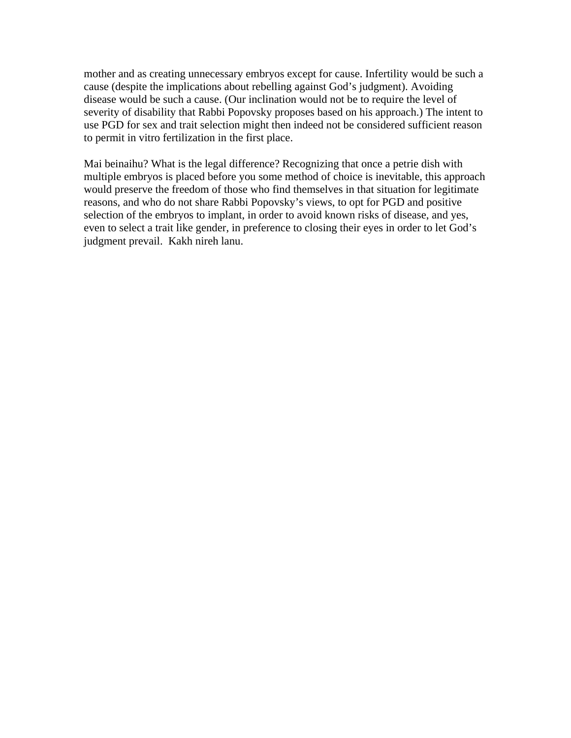mother and as creating unnecessary embryos except for cause. Infertility would be such a cause (despite the implications about rebelling against God's judgment). Avoiding disease would be such a cause. (Our inclination would not be to require the level of severity of disability that Rabbi Popovsky proposes based on his approach.) The intent to use PGD for sex and trait selection might then indeed not be considered sufficient reason to permit in vitro fertilization in the first place.

Mai beinaihu? What is the legal difference? Recognizing that once a petrie dish with multiple embryos is placed before you some method of choice is inevitable, this approach would preserve the freedom of those who find themselves in that situation for legitimate reasons, and who do not share Rabbi Popovsky's views, to opt for PGD and positive selection of the embryos to implant, in order to avoid known risks of disease, and yes, even to select a trait like gender, in preference to closing their eyes in order to let God's judgment prevail. Kakh nireh lanu.